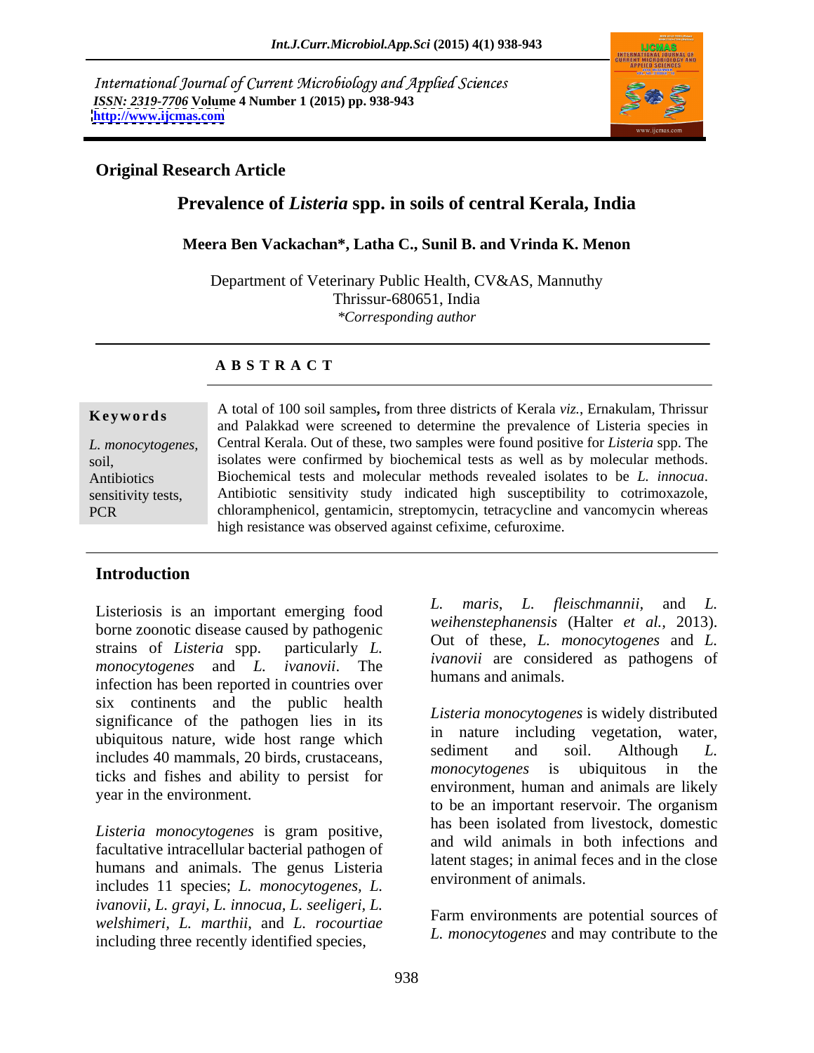International Journal of Current Microbiology and Applied Sciences
*ISSN: 2319-7706* **Volume 4 Number 1 (2015) pp. 938-943**
**http://www.ijcmas.com**

**Original Research Article**

# Prevalence of *Listeria* spp. in soils of central Kerala, India

**Meera Ben Vackachan\*, Latha C., Sunil B. and Vrinda K. Menon**

Department of Veterinary Public Health, CV&AS, Mannuthy
Thrissur-680651, India
*\*Corresponding author*

## A B S T R A C T

**Keywords**

*L. monocytogenes,* soil, Antibiotics sensitivity tests, PCR

A total of 100 soil samples**,** from three districts of Kerala *viz.*, Ernakulam, Thrissur and Palakkad were screened to determine the prevalence of Listeria species in Central Kerala. Out of these, two samples were found positive for *Listeria* spp. The isolates were confirmed by biochemical tests as well as by molecular methods. Biochemical tests and molecular methods revealed isolates to be *L. innocua*. Antibiotic sensitivity study indicated high susceptibility to cotrimoxazole, chloramphenicol, gentamicin, streptomycin, tetracycline and vancomycin whereas high resistance was observed against cefixime, cefuroxime.

## Introduction

Listeriosis is an important emerging food borne zoonotic disease caused by pathogenic strains of *Listeria* spp. particularly *L. monocytogenes* and *L. ivanovii*. The infection has been reported in countries over six continents and the public health significance of the pathogen lies in its ubiquitous nature, wide host range which includes 40 mammals, 20 birds, crustaceans, ticks and fishes and ability to persist for year in the environment.

*Listeria monocytogenes* is gram positive, facultative intracellular bacterial pathogen of humans and animals. The genus Listeria includes 11 species; *L. monocytogenes, L. ivanovii, L. grayi, L. innocua, L. seeligeri, L. welshimeri, L. marthii*, and *L. rocourtiae* including three recently identified species, *L. maris*, *L. fleischmannii*, and *L. weihenstephanensis* (Halter *et al.*, 2013). Out of these, *L. monocytogenes* and *L. ivanovii* are considered as pathogens of humans and animals.

*Listeria monocytogenes* is widely distributed in nature including vegetation, water, sediment and soil. Although *L. monocytogenes* is ubiquitous in the environment, human and animals are likely to be an important reservoir. The organism has been isolated from livestock, domestic and wild animals in both infections and latent stages; in animal feces and in the close environment of animals.

Farm environments are potential sources of *L. monocytogenes* and may contribute to the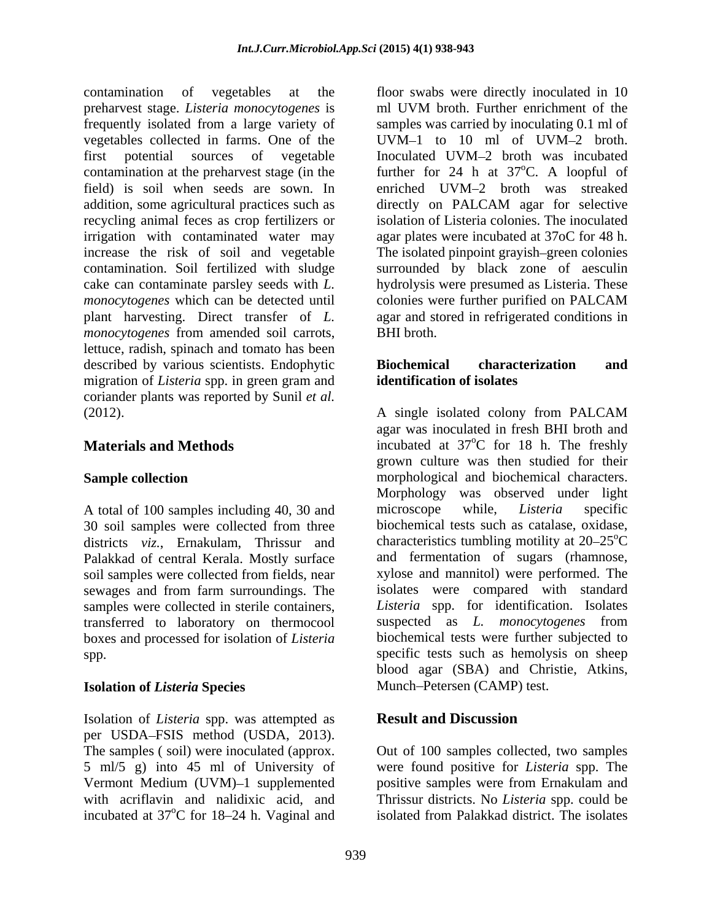contamination of vegetables at the preharvest stage. *Listeria monocytogenes* is frequently isolated from a large variety of vegetables collected in farms. One of the first potential sources of vegetable contamination at the preharvest stage (in the field) is soil when seeds are sown. In addition, some agricultural practices such as recycling animal feces as crop fertilizers or irrigation with contaminated water may increase the risk of soil and vegetable contamination. Soil fertilized with sludge cake can contaminate parsley seeds with *L. monocytogenes* which can be detected until plant harvesting. Direct transfer of *L. monocytogenes* from amended soil carrots, lettuce, radish, spinach and tomato has been described by various scientists. Endophytic migration of *Listeria* spp. in green gram and coriander plants was reported by Sunil *et al.* (2012).

## Materials and Methods

### Sample collection

A total of 100 samples including 40, 30 and 30 soil samples were collected from three districts *viz.*, Ernakulam, Thrissur and Palakkad of central Kerala. Mostly surface soil samples were collected from fields, near sewages and from farm surroundings. The samples were collected in sterile containers, transferred to laboratory on thermocool boxes and processed for isolation of *Listeria* spp.

### Isolation of *Listeria* Species

Isolation of *Listeria* spp. was attempted as per USDA–FSIS method (USDA, 2013). The samples ( soil) were inoculated (approx. 5 ml/5 g) into 45 ml of University of Vermont Medium (UVM)–1 supplemented with acriflavin and nalidixic acid, and incubated at 37$^{o}$C for 18–24 h. Vaginal and floor swabs were directly inoculated in 10 ml UVM broth. Further enrichment of the samples was carried by inoculating 0.1 ml of UVM–1 to 10 ml of UVM–2 broth. Inoculated UVM–2 broth was incubated further for 24 h at 37$^{o}$C. A loopful of enriched UVM–2 broth was streaked directly on PALCAM agar for selective isolation of Listeria colonies. The inoculated agar plates were incubated at 37oC for 48 h. The isolated pinpoint grayish–green colonies surrounded by black zone of aesculin hydrolysis were presumed as Listeria. These colonies were further purified on PALCAM agar and stored in refrigerated conditions in BHI broth.

### Biochemical characterization and identification of isolates

A single isolated colony from PALCAM agar was inoculated in fresh BHI broth and incubated at 37$^{o}$C for 18 h. The freshly grown culture was then studied for their morphological and biochemical characters. Morphology was observed under light microscope while, *Listeria* specific biochemical tests such as catalase, oxidase, characteristics tumbling motility at 20–25$^{o}$C and fermentation of sugars (rhamnose, xylose and mannitol) were performed. The isolates were compared with standard *Listeria* spp. for identification. Isolates suspected as *L. monocytogenes* from biochemical tests were further subjected to specific tests such as hemolysis on sheep blood agar (SBA) and Christie, Atkins, Munch–Petersen (CAMP) test.

## Result and Discussion

Out of 100 samples collected, two samples were found positive for *Listeria* spp. The positive samples were from Ernakulam and Thrissur districts. No *Listeria* spp. could be isolated from Palakkad district. The isolates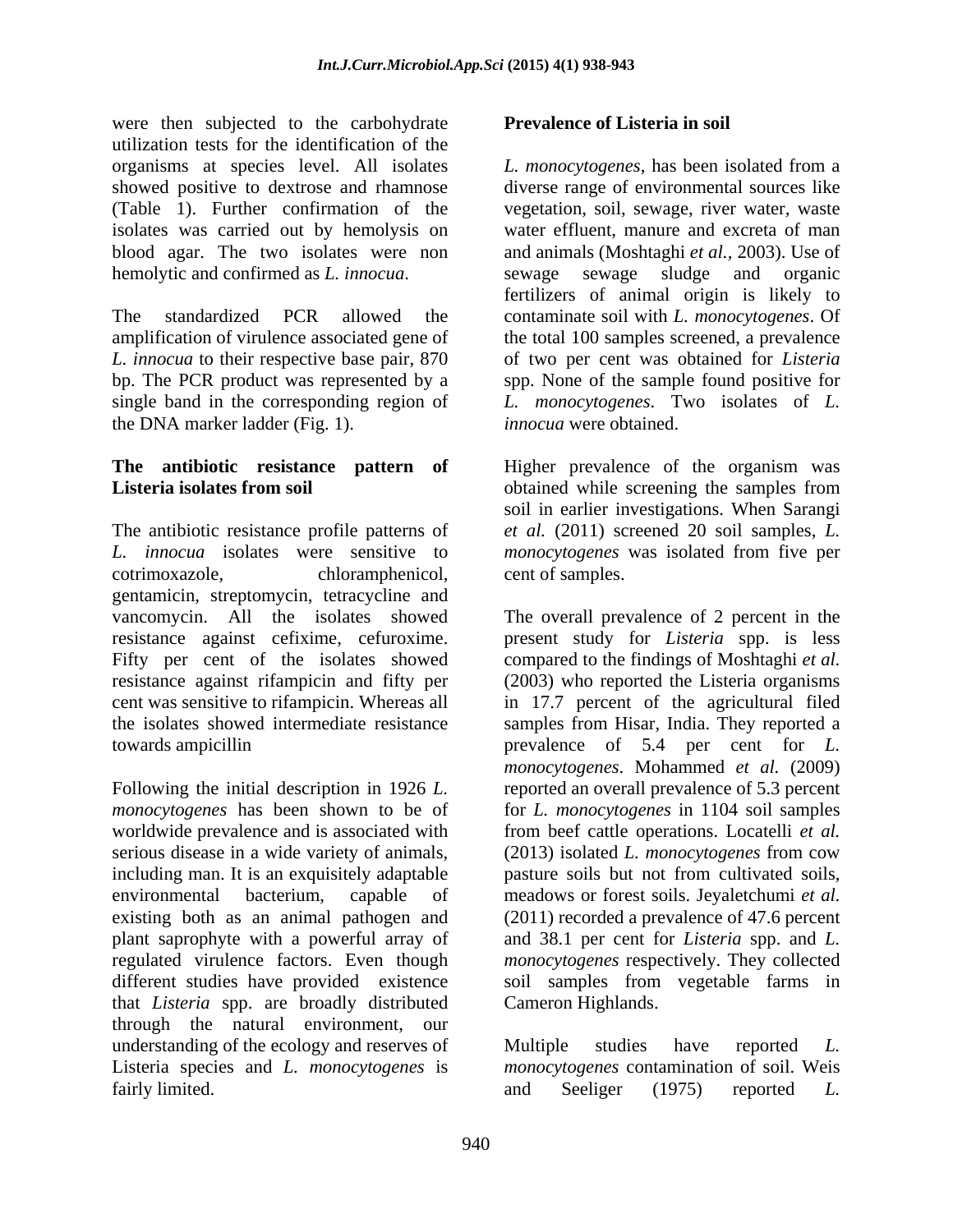were then subjected to the carbohydrate utilization tests for the identification of the organisms at species level. All isolates showed positive to dextrose and rhamnose (Table 1). Further confirmation of the isolates was carried out by hemolysis on blood agar. The two isolates were non hemolytic and confirmed as *L. innocua*.

The standardized PCR allowed the amplification of virulence associated gene of *L. innocua* to their respective base pair, 870 bp. The PCR product was represented by a single band in the corresponding region of the DNA marker ladder (Fig. 1).

**The antibiotic resistance pattern of Listeria isolates from soil**

The antibiotic resistance profile patterns of *L. innocua* isolates were sensitive to cotrimoxazole, chloramphenicol, gentamicin, streptomycin, tetracycline and vancomycin. All the isolates showed resistance against cefixime, cefuroxime. Fifty per cent of the isolates showed resistance against rifampicin and fifty per cent was sensitive to rifampicin. Whereas all the isolates showed intermediate resistance towards ampicillin

Following the initial description in 1926 *L. monocytogenes* has been shown to be of worldwide prevalence and is associated with serious disease in a wide variety of animals, including man. It is an exquisitely adaptable environmental bacterium, capable of existing both as an animal pathogen and plant saprophyte with a powerful array of regulated virulence factors. Even though different studies have provided existence that *Listeria* spp. are broadly distributed through the natural environment, our understanding of the ecology and reserves of Listeria species and *L. monocytogenes* is fairly limited.

**Prevalence of Listeria in soil**

*L. monocytogenes*, has been isolated from a diverse range of environmental sources like vegetation, soil, sewage, river water, waste water effluent, manure and excreta of man and animals (Moshtaghi *et al.*, 2003). Use of sewage sewage sludge and organic fertilizers of animal origin is likely to contaminate soil with *L. monocytogenes*. Of the total 100 samples screened, a prevalence of two per cent was obtained for *Listeria* spp. None of the sample found positive for *L. monocytogenes*. Two isolates of *L. innocua* were obtained.

Higher prevalence of the organism was obtained while screening the samples from soil in earlier investigations. When Sarangi *et al.* (2011) screened 20 soil samples, *L. monocytogenes* was isolated from five per cent of samples.

The overall prevalence of 2 percent in the present study for *Listeria* spp. is less compared to the findings of Moshtaghi *et al.* (2003) who reported the Listeria organisms in 17.7 percent of the agricultural filed samples from Hisar, India. They reported a prevalence of 5.4 per cent for *L. monocytogenes*. Mohammed *et al.* (2009) reported an overall prevalence of 5.3 percent for *L. monocytogenes* in 1104 soil samples from beef cattle operations. Locatelli *et al.* (2013) isolated *L. monocytogenes* from cow pasture soils but not from cultivated soils, meadows or forest soils. Jeyaletchumi *et al.* (2011) recorded a prevalence of 47.6 percent and 38.1 per cent for *Listeria* spp. and *L. monocytogenes* respectively. They collected soil samples from vegetable farms in Cameron Highlands.

Multiple studies have reported *L. monocytogenes* contamination of soil. Weis and Seeliger (1975) reported *L.*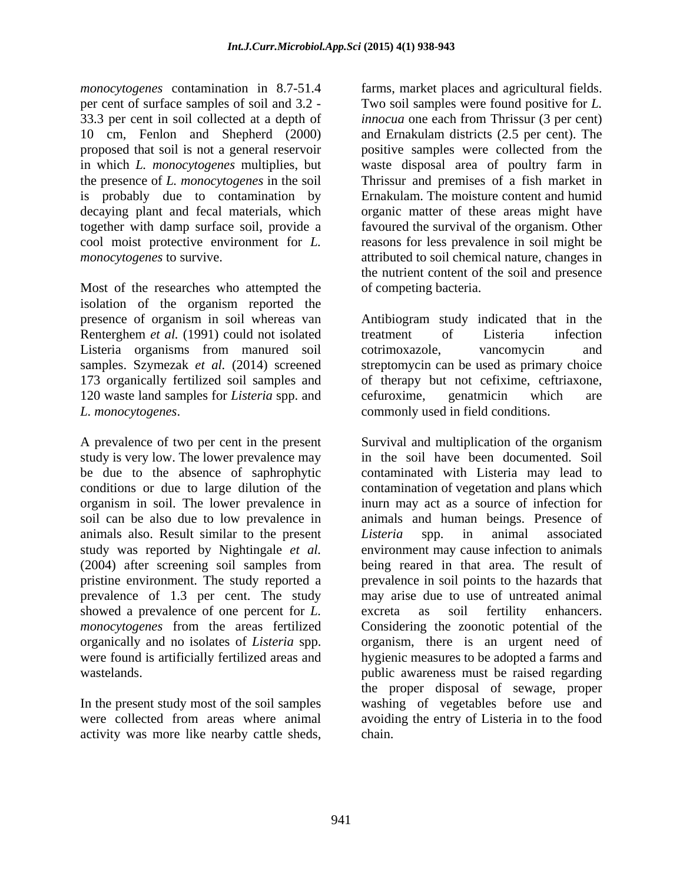*monocytogenes* contamination in 8.7-51.4 per cent of surface samples of soil and 3.2 - 33.3 per cent in soil collected at a depth of 10 cm, Fenlon and Shepherd (2000) proposed that soil is not a general reservoir in which *L. monocytogenes* multiplies, but the presence of *L. monocytogenes* in the soil is probably due to contamination by decaying plant and fecal materials, which together with damp surface soil, provide a cool moist protective environment for *L. monocytogenes* to survive.

Most of the researches who attempted the isolation of the organism reported the presence of organism in soil whereas van Renterghem *et al.* (1991) could not isolated Listeria organisms from manured soil samples. Szymezak *et al.* (2014) screened 173 organically fertilized soil samples and 120 waste land samples for *Listeria* spp. and *L. monocytogenes*.

A prevalence of two per cent in the present study is very low. The lower prevalence may be due to the absence of saphrophytic conditions or due to large dilution of the organism in soil. The lower prevalence in soil can be also due to low prevalence in animals also. Result similar to the present study was reported by Nightingale *et al.* (2004) after screening soil samples from pristine environment. The study reported a prevalence of 1.3 per cent. The study showed a prevalence of one percent for *L. monocytogenes* from the areas fertilized organically and no isolates of *Listeria* spp. were found is artificially fertilized areas and wastelands.

In the present study most of the soil samples were collected from areas where animal activity was more like nearby cattle sheds, farms, market places and agricultural fields. Two soil samples were found positive for *L. innocua* one each from Thrissur (3 per cent) and Ernakulam districts (2.5 per cent). The positive samples were collected from the waste disposal area of poultry farm in Thrissur and premises of a fish market in Ernakulam. The moisture content and humid organic matter of these areas might have favoured the survival of the organism. Other reasons for less prevalence in soil might be attributed to soil chemical nature, changes in the nutrient content of the soil and presence of competing bacteria.

Antibiogram study indicated that in the treatment of Listeria infection cotrimoxazole, vancomycin and streptomycin can be used as primary choice of therapy but not cefixime, ceftriaxone, cefuroxime, genatmicin which are commonly used in field conditions.

Survival and multiplication of the organism in the soil have been documented. Soil contaminated with Listeria may lead to contamination of vegetation and plans which inurn may act as a source of infection for animals and human beings. Presence of *Listeria* spp. in animal associated environment may cause infection to animals being reared in that area. The result of prevalence in soil points to the hazards that may arise due to use of untreated animal excreta as soil fertility enhancers. Considering the zoonotic potential of the organism, there is an urgent need of hygienic measures to be adopted a farms and public awareness must be raised regarding the proper disposal of sewage, proper washing of vegetables before use and avoiding the entry of Listeria in to the food chain.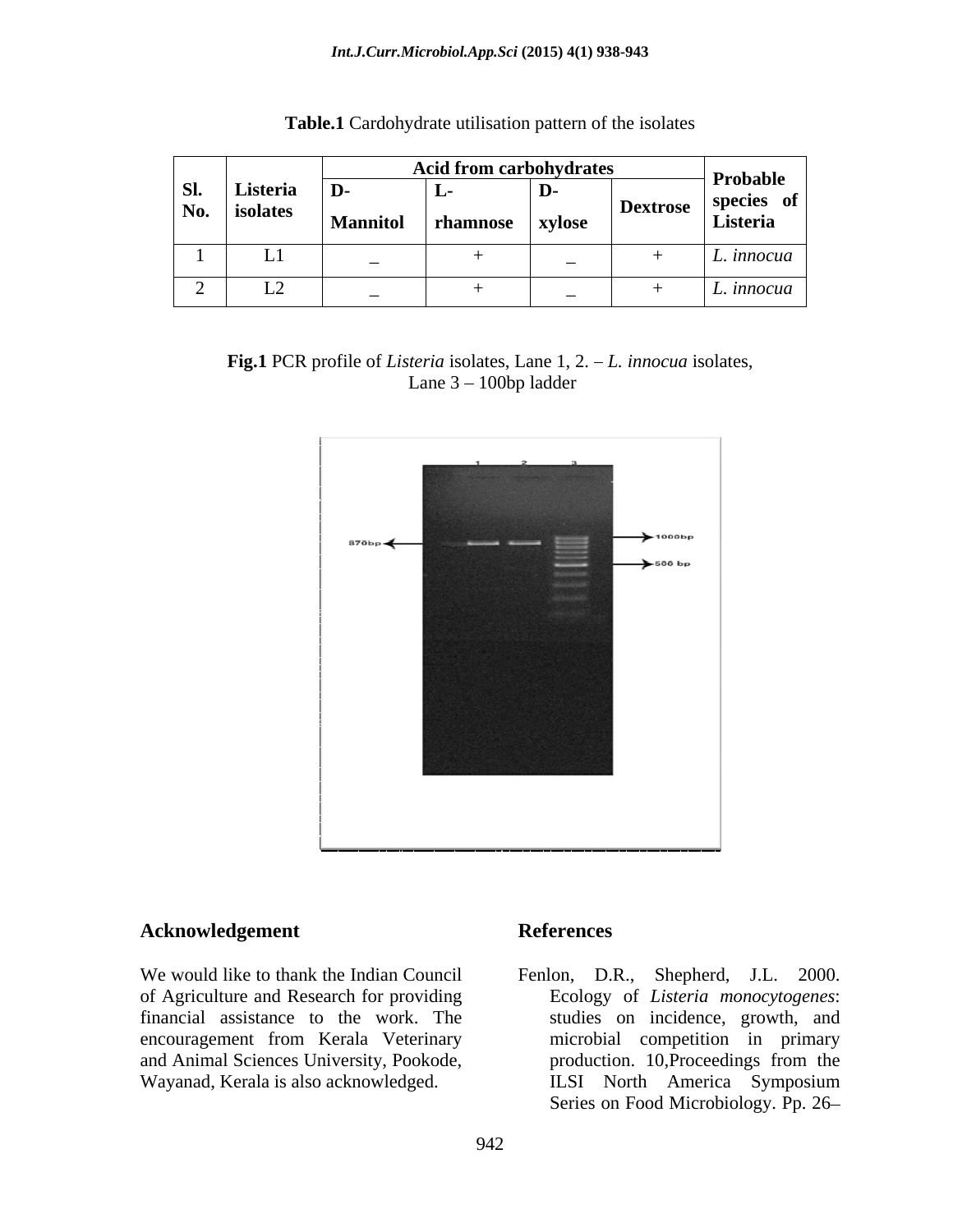**Table.1** Cardohydrate utilisation pattern of the isolates

| Sl. No. | Listeria isolates | Acid from carbohydrates | | | | Probable species of Listeria |
|---|---|---|---|---|---|---|
| | | D-Mannitol | L-rhamnose | D-xylose | Dextrose | |
| 1 | L1 | _ | + | _ | + | *L. innocua* |
| 2 | L2 | _ | + | _ | + | *L. innocua* |

**Fig.1** PCR profile of *Listeria* isolates, Lane 1, 2. – *L. innocua* isolates, Lane 3 – 100bp ladder

## Acknowledgement

We would like to thank the Indian Council of Agriculture and Research for providing financial assistance to the work. The encouragement from Kerala Veterinary and Animal Sciences University, Pookode, Wayanad, Kerala is also acknowledged.

## References

Fenlon, D.R., Shepherd, J.L. 2000. Ecology of *Listeria monocytogenes*: studies on incidence, growth, and microbial competition in primary production. 10,Proceedings from the ILSI North America Symposium Series on Food Microbiology. Pp. 26–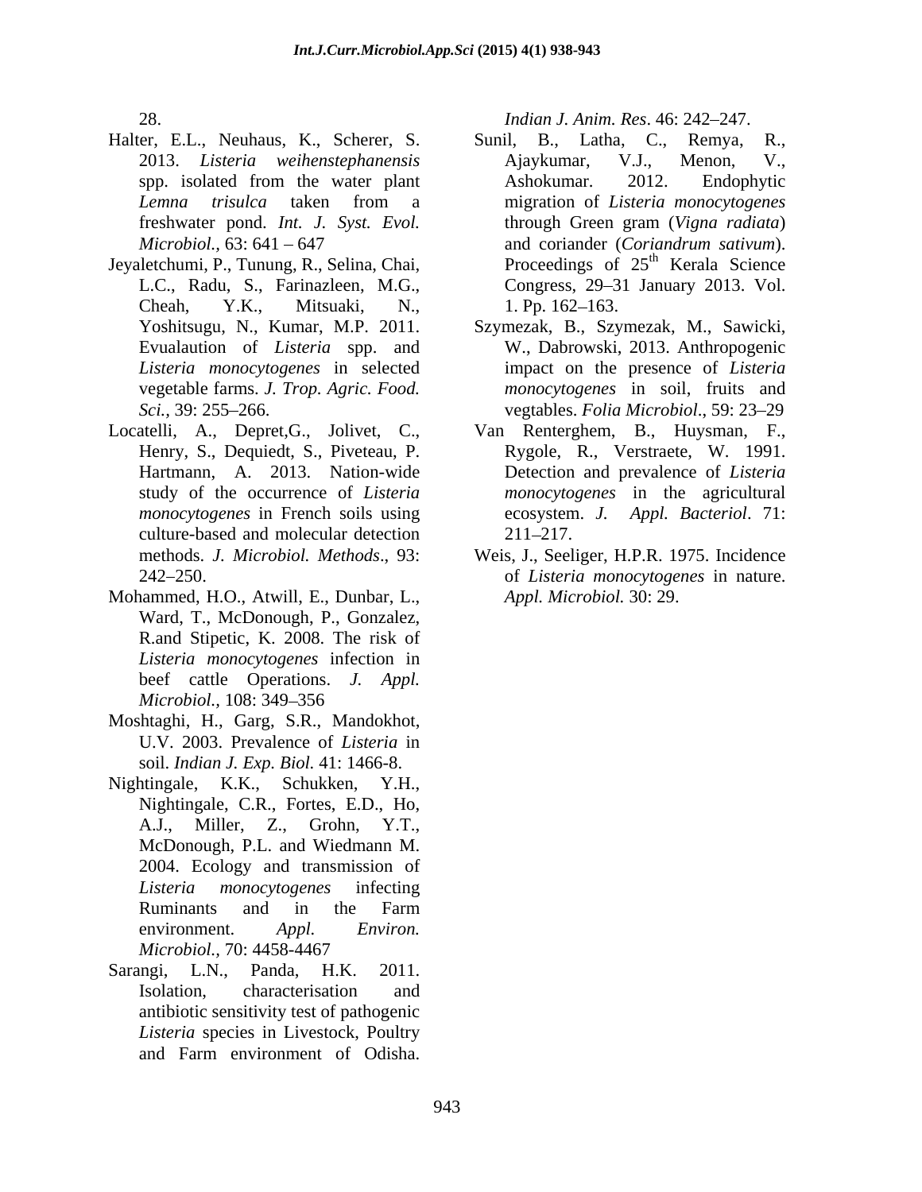28.

Halter, E.L., Neuhaus, K., Scherer, S. 2013. *Listeria weihenstephanensis* spp. isolated from the water plant *Lemna trisulca* taken from a freshwater pond. *Int. J. Syst. Evol. Microbiol.,* 63: 641 – 647

Jeyaletchumi, P., Tunung, R., Selina, Chai, L.C., Radu, S., Farinazleen, M.G., Cheah, Y.K., Mitsuaki, N., Yoshitsugu, N., Kumar, M.P. 2011. Evualaution of *Listeria* spp. and *Listeria monocytogenes* in selected vegetable farms. *J. Trop. Agric. Food. Sci.,* 39: 255–266.

Locatelli, A., Depret,G., Jolivet, C., Henry, S., Dequiedt, S., Piveteau, P. Hartmann, A. 2013. Nation-wide study of the occurrence of *Listeria monocytogenes* in French soils using culture-based and molecular detection methods. *J. Microbiol. Methods*., 93: 242–250.

Mohammed, H.O., Atwill, E., Dunbar, L., Ward, T., McDonough, P., Gonzalez, R.and Stipetic, K. 2008. The risk of *Listeria monocytogenes* infection in beef cattle Operations. *J. Appl. Microbiol.,* 108: 349–356

Moshtaghi, H., Garg, S.R., Mandokhot, U.V. 2003. Prevalence of *Listeria* in soil. *Indian J. Exp. Biol.* 41: 1466-8.

Nightingale, K.K., Schukken, Y.H., Nightingale, C.R., Fortes, E.D., Ho, A.J., Miller, Z., Grohn, Y.T., McDonough, P.L. and Wiedmann M. 2004. Ecology and transmission of *Listeria monocytogenes* infecting Ruminants and in the Farm environment. *Appl. Environ. Microbiol.,* 70: 4458-4467

Sarangi, L.N., Panda, H.K. 2011. Isolation, characterisation and antibiotic sensitivity test of pathogenic *Listeria* species in Livestock, Poultry and Farm environment of Odisha. *Indian J. Anim. Res*. 46: 242–247.

Sunil, B., Latha, C., Remya, R., Ajaykumar, V.J., Menon, V., Ashokumar. 2012. Endophytic migration of *Listeria monocytogenes* through Green gram (*Vigna radiata*) and coriander (*Coriandrum sativum*). Proceedings of 25[th] Kerala Science Congress, 29–31 January 2013. Vol. 1. Pp. 162–163.

Szymezak, B., Szymezak, M., Sawicki, W., Dabrowski, 2013. Anthropogenic impact on the presence of *Listeria monocytogenes* in soil, fruits and vegtables. *Folia Microbiol*., 59: 23–29

Van Renterghem, B., Huysman, F., Rygole, R., Verstraete, W. 1991. Detection and prevalence of *Listeria monocytogenes* in the agricultural ecosystem. *J. Appl. Bacteriol*. 71: 211–217.

Weis, J., Seeliger, H.P.R. 1975. Incidence of *Listeria monocytogenes* in nature. *Appl. Microbiol.* 30: 29.